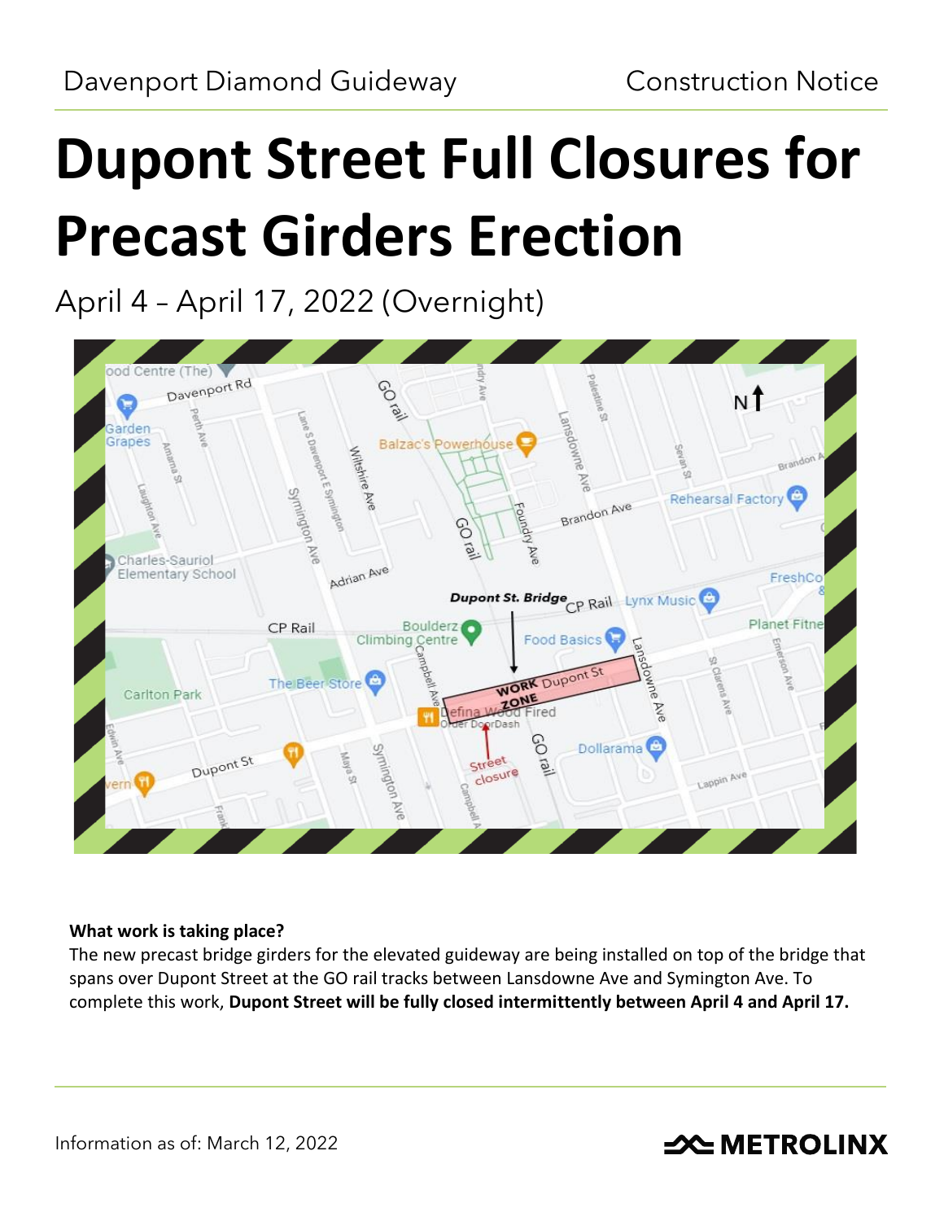Davenport Diamond Guideway                                    Construction Notice

# Dupont Street Full Closures for Precast Girders Erection

## April 4 – April 17, 2022 (Overnight)

**What work is taking place?**

The new precast bridge girders for the elevated guideway are being installed on top of the bridge that spans over Dupont Street at the GO rail tracks between Lansdowne Ave and Symington Ave. To complete this work, **Dupont Street will be fully closed intermittently between April 4 and April 17.**

Information as of: March 12, 2022

METROLINX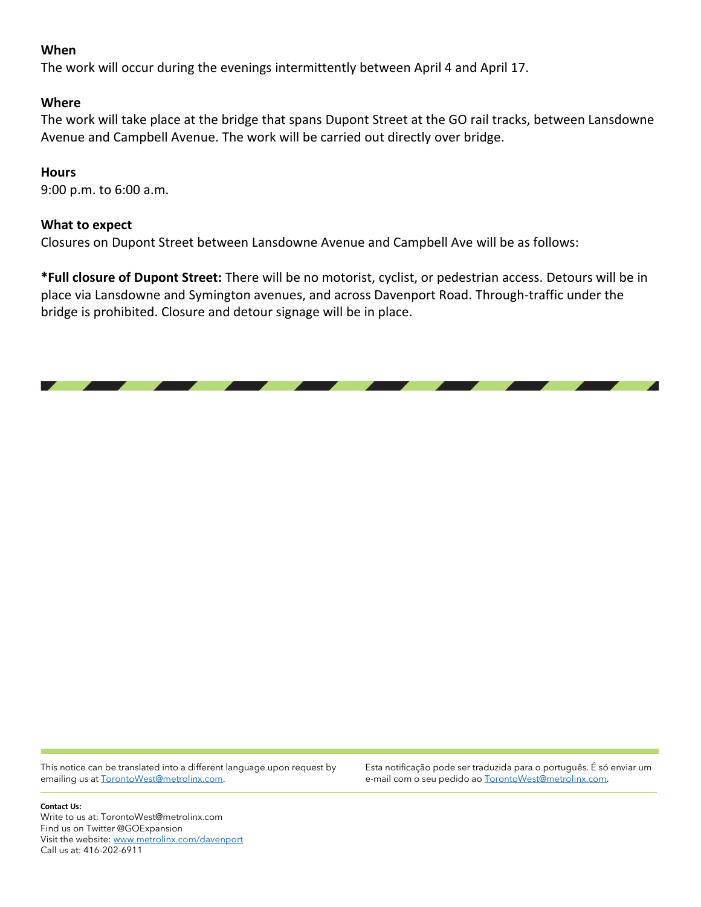**When**
The work will occur during the evenings intermittently between April 4 and April 17.

**Where**
The work will take place at the bridge that spans Dupont Street at the GO rail tracks, between Lansdowne Avenue and Campbell Avenue. The work will be carried out directly over bridge.

**Hours**
9:00 p.m. to 6:00 a.m.

**What to expect**
Closures on Dupont Street between Lansdowne Avenue and Campbell Ave will be as follows:

***Full closure of Dupont Street:** There will be no motorist, cyclist, or pedestrian access. Detours will be in place via Lansdowne and Symington avenues, and across Davenport Road. Through-traffic under the bridge is prohibited. Closure and detour signage will be in place.

---

This notice can be translated into a different language upon request by emailing us at [TorontoWest@metrolinx.com](mailto:TorontoWest@metrolinx.com).

Esta notificação pode ser traduzida para o português. É só enviar um e-mail com o seu pedido ao [TorontoWest@metrolinx.com](mailto:TorontoWest@metrolinx.com).

**Contact Us:**
Write to us at: TorontoWest@metrolinx.com
Find us on Twitter @GOExpansion
Visit the website: [www.metrolinx.com/davenport](http://www.metrolinx.com/davenport)
Call us at: 416-202-6911